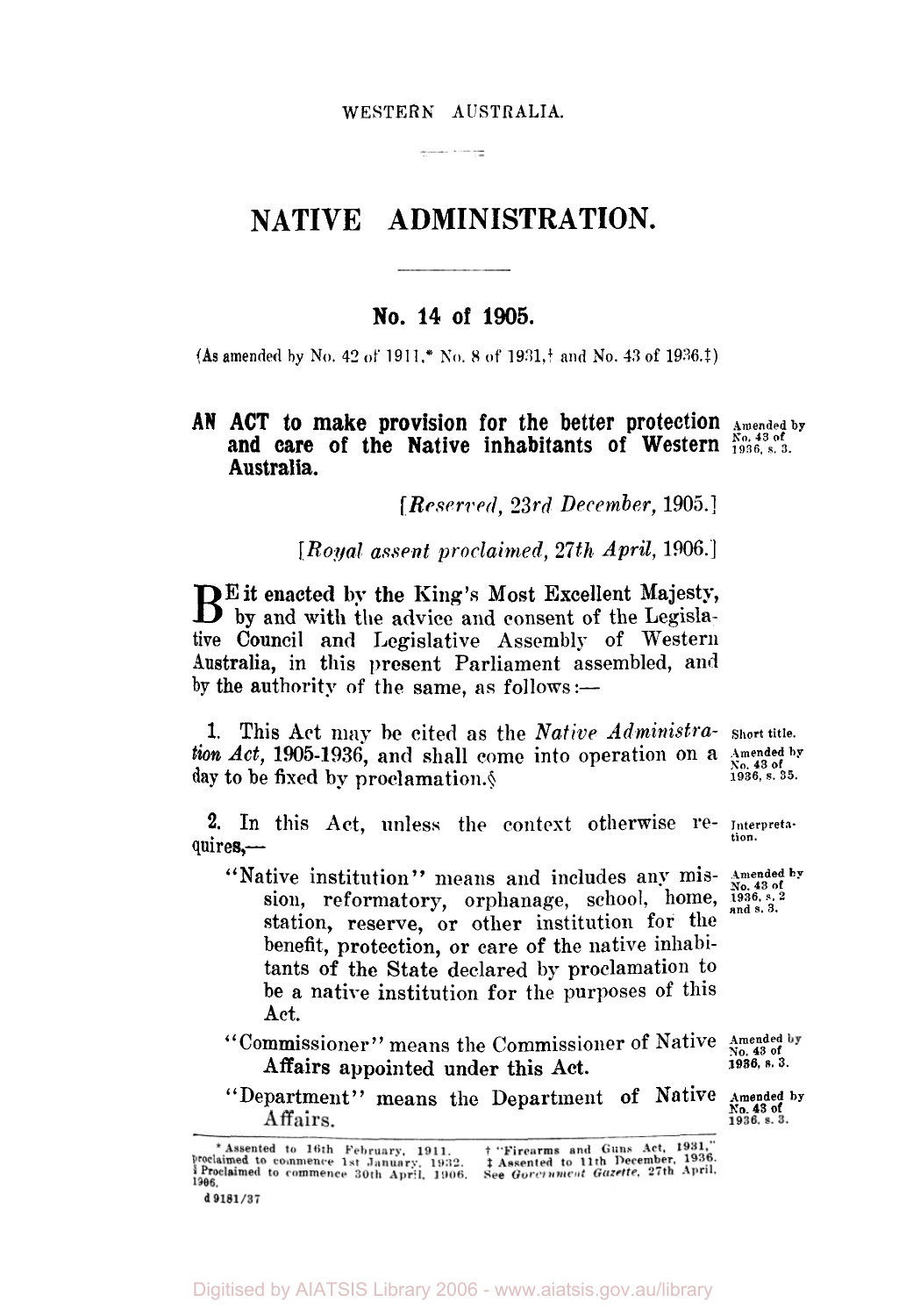WESTERN AUSTRALIA.

# NATIVE ADMINISTRATION.

## No. 14 of 1905.

(As amended by No. 42 of 1911,* No. 8 of 1931,† and No. 43 of 1936.‡)

**AN ACT to make provision for the better protection and care of the Native inhabitants of Western Australia.**

Amended by No. 43 of 1936, s. 3.

*[Reserved, 23rd December, 1905.]*

*[Royal assent proclaimed, 27th April, 1906.]*

BE it enacted by the King's Most Excellent Majesty, by and with the advice and consent of the Legislative Council and Legislative Assembly of Western Australia, in this present Parliament assembled, and by the authority of the same, as follows:—

1. This Act may be cited as the *Native Administration Act*, 1905-1936, and shall come into operation on a day to be fixed by proclamation.§

Short title. Amended by No. 43 of 1936, s. 35.

2. In this Act, unless the context otherwise requires,—

Interpretation.

"Native institution" means and includes any mission, reformatory, orphanage, school, home, station, reserve, or other institution for the benefit, protection, or care of the native inhabitants of the State declared by proclamation to be a native institution for the purposes of this Act.

Amended by No. 43 of 1936, s. 2 and s. 3.

"Commissioner" means the Commissioner of Native Affairs appointed under this Act.

Amended by No. 43 of 1936, s. 3.

"Department" means the Department of Native Affairs.

Amended by No. 43 of 1936, s. 3.

---

\* Assented to 16th February, 1911, proclaimed to commence 1st January, 1932.
§ Proclaimed to commence 30th April, 1906.
† "Firearms and Guns Act, 1931."
‡ Assented to 11th December, 1936. See *Government Gazette*, 27th April, 1906.

d 9181/37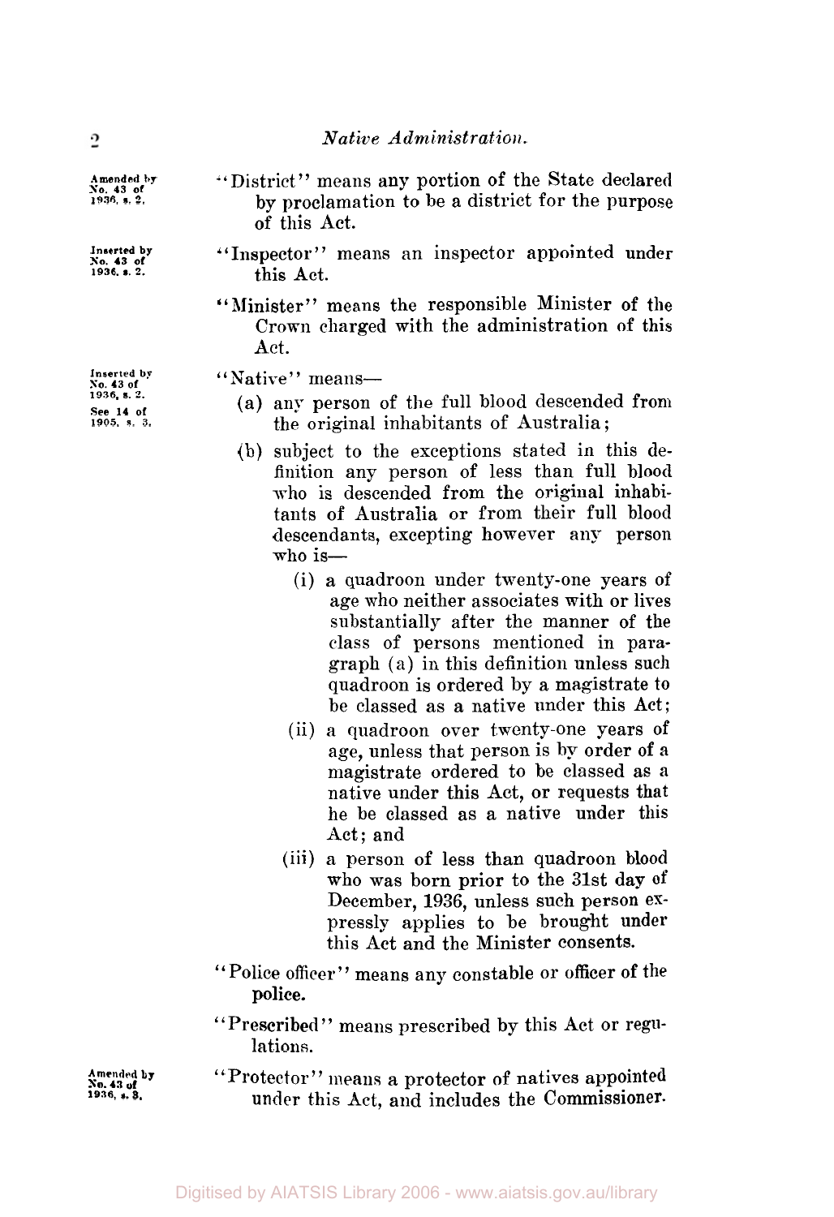Amended by No. 43 of 1936, s. 2.

"District" means any portion of the State declared by proclamation to be a district for the purpose of this Act.

Inserted by No. 43 of 1936, s. 2.

"Inspector" means an inspector appointed under this Act.

"Minister" means the responsible Minister of the Crown charged with the administration of this Act.

Inserted by No. 43 of 1936, s. 2. See 14 of 1905, s. 3.

"Native" means—

(a) any person of the full blood descended from the original inhabitants of Australia;

(b) subject to the exceptions stated in this definition any person of less than full blood who is descended from the original inhabitants of Australia or from their full blood descendants, excepting however any person who is—

(i) a quadroon under twenty-one years of age who neither associates with or lives substantially after the manner of the class of persons mentioned in paragraph (a) in this definition unless such quadroon is ordered by a magistrate to be classed as a native under this Act;

(ii) a quadroon over twenty-one years of age, unless that person is by order of a magistrate ordered to be classed as a native under this Act, or requests that he be classed as a native under this Act; and

(iii) a person of less than quadroon blood who was born prior to the 31st day of December, 1936, unless such person expressly applies to be brought under this Act and the Minister consents.

"Police officer" means any constable or officer of the police.

"Prescribed" means prescribed by this Act or regulations.

Amended by No. 43 of 1936, s. 3.

"Protector" means a protector of natives appointed under this Act, and includes the Commissioner.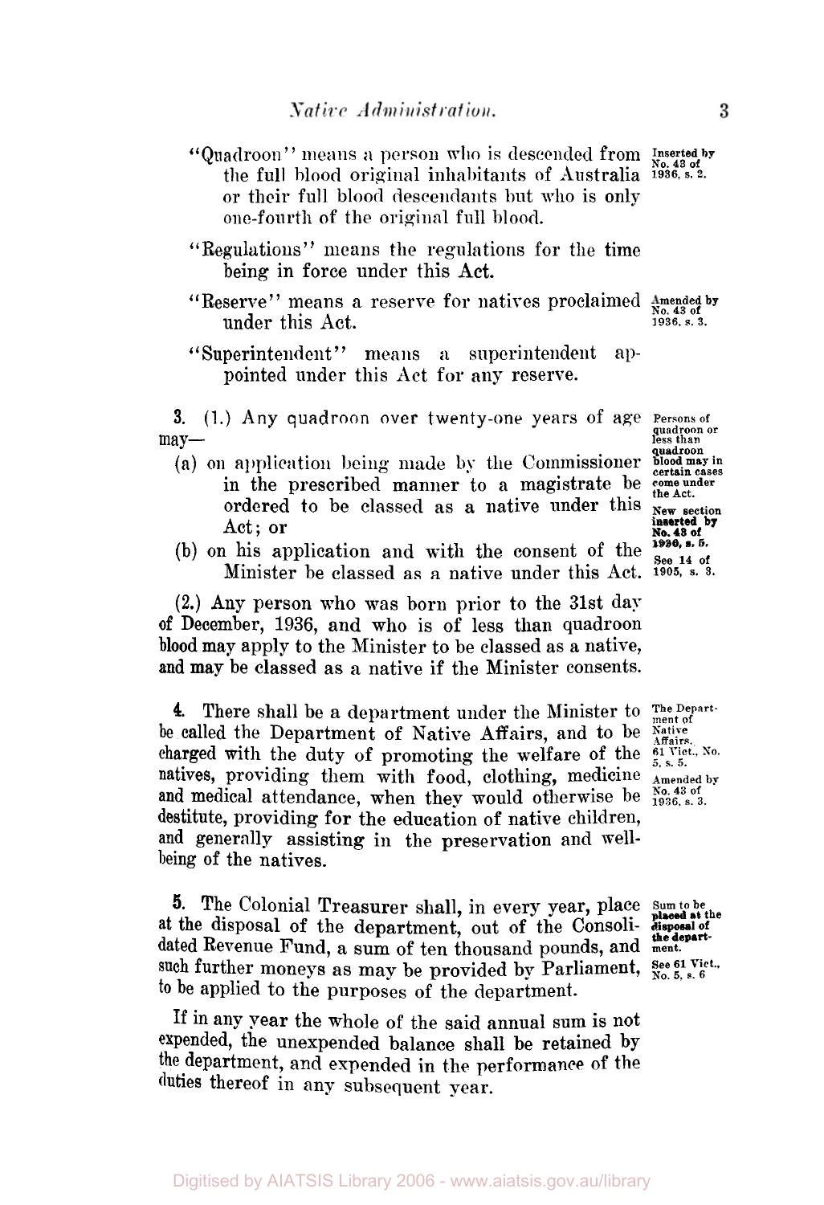"Quadroon" means a person who is descended from the full blood original inhabitants of Australia or their full blood descendants but who is only one-fourth of the original full blood. *Inserted by No. 43 of 1936, s. 2.*

"Regulations" means the regulations for the time being in force under this Act.

"Reserve" means a reserve for natives proclaimed under this Act. *Amended by No. 43 of 1936, s. 3.*

"Superintendent" means a superintendent appointed under this Act for any reserve.

*Persons of quadroon or less than quadroon blood may in certain cases come under the Act. New section inserted by No. 43 of 1936, s. 5. See 14 of 1905, s. 3.*

**3.** (1.) Any quadroon over twenty-one years of age may—

(a) on application being made by the Commissioner in the prescribed manner to a magistrate be ordered to be classed as a native under this Act; or

(b) on his application and with the consent of the Minister be classed as a native under this Act.

(2.) Any person who was born prior to the 31st day of December, 1936, and who is of less than quadroon blood may apply to the Minister to be classed as a native, and may be classed as a native if the Minister consents.

*The Department of Native Affairs. 61 Vict., No. 5, s. 5. Amended by No. 43 of 1936, s. 3.*

**4.** There shall be a department under the Minister to be called the Department of Native Affairs, and to be charged with the duty of promoting the welfare of the natives, providing them with food, clothing, medicine and medical attendance, when they would otherwise be destitute, providing for the education of native children, and generally assisting in the preservation and well-being of the natives.

*Sum to be placed at the disposal of the department. See 61 Vict., No. 5, s. 6*

**5.** The Colonial Treasurer shall, in every year, place at the disposal of the department, out of the Consolidated Revenue Fund, a sum of ten thousand pounds, and such further moneys as may be provided by Parliament, to be applied to the purposes of the department.

If in any year the whole of the said annual sum is not expended, the unexpended balance shall be retained by the department, and expended in the performance of the duties thereof in any subsequent year.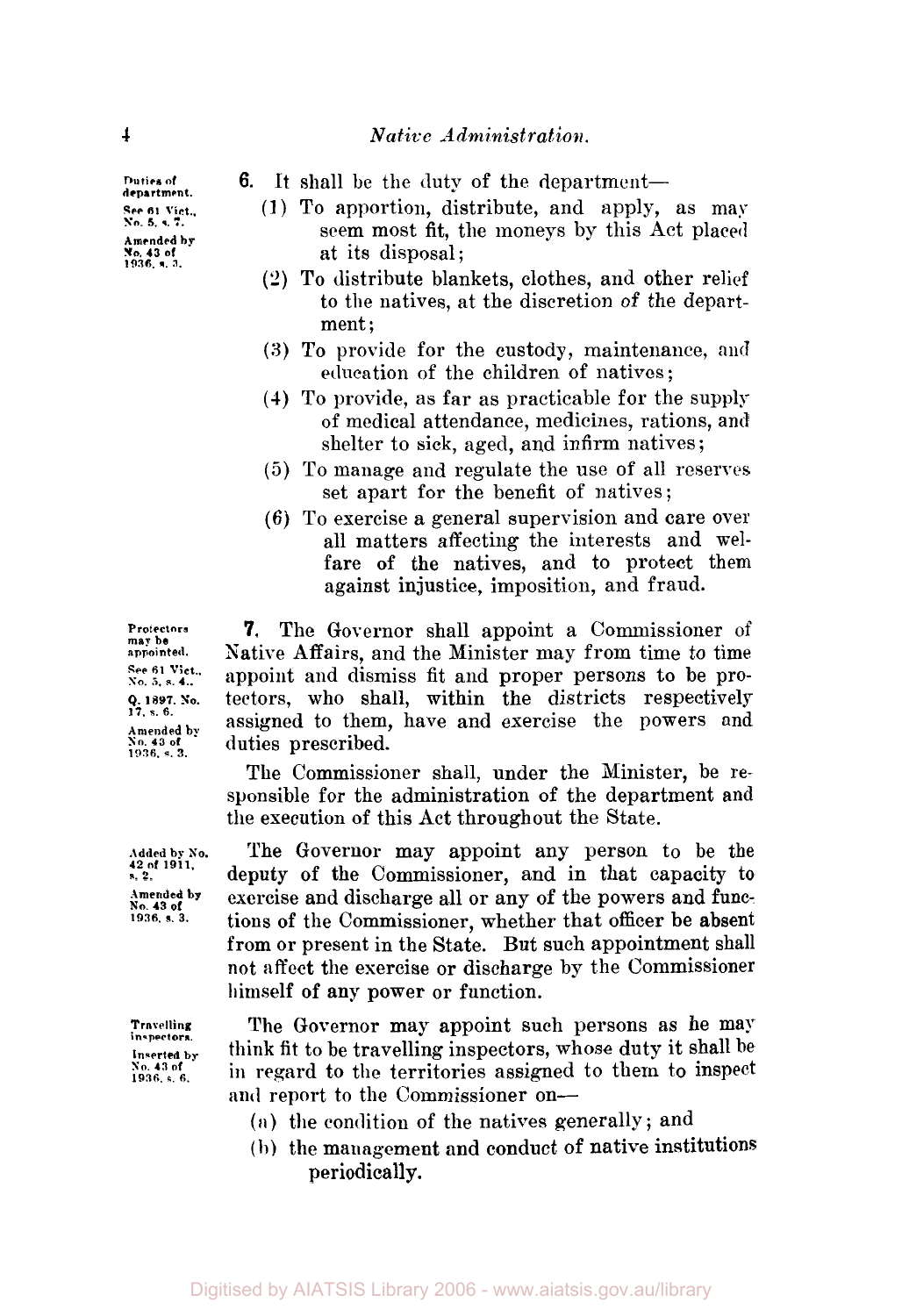Duties of department.
See 61 Vict., No. 5, s. 7.
Amended by No. 43 of 1936, s. 3.

**6.** It shall be the duty of the department—

(1) To apportion, distribute, and apply, as may seem most fit, the moneys by this Act placed at its disposal;

(2) To distribute blankets, clothes, and other relief to the natives, at the discretion of the department;

(3) To provide for the custody, maintenance, and education of the children of natives;

(4) To provide, as far as practicable for the supply of medical attendance, medicines, rations, and shelter to sick, aged, and infirm natives;

(5) To manage and regulate the use of all reserves set apart for the benefit of natives;

(6) To exercise a general supervision and care over all matters affecting the interests and welfare of the natives, and to protect them against injustice, imposition, and fraud.

Protectors may be appointed.
See 61 Vict., No. 5, s. 4.
Q. 1897. No. 17, s. 6.
Amended by No. 43 of 1936, s. 3.

**7.** The Governor shall appoint a Commissioner of Native Affairs, and the Minister may from time to time appoint and dismiss fit and proper persons to be protectors, who shall, within the districts respectively assigned to them, have and exercise the powers and duties prescribed.

The Commissioner shall, under the Minister, be responsible for the administration of the department and the execution of this Act throughout the State.

Added by No. 42 of 1911, s. 2.
Amended by No. 43 of 1936, s. 3.

The Governor may appoint any person to be the deputy of the Commissioner, and in that capacity to exercise and discharge all or any of the powers and functions of the Commissioner, whether that officer be absent from or present in the State. But such appointment shall not affect the exercise or discharge by the Commissioner himself of any power or function.

Travelling inspectors.
Inserted by No. 43 of 1936, s. 6.

The Governor may appoint such persons as he may think fit to be travelling inspectors, whose duty it shall be in regard to the territories assigned to them to inspect and report to the Commissioner on—

(a) the condition of the natives generally; and

(b) the management and conduct of native institutions periodically.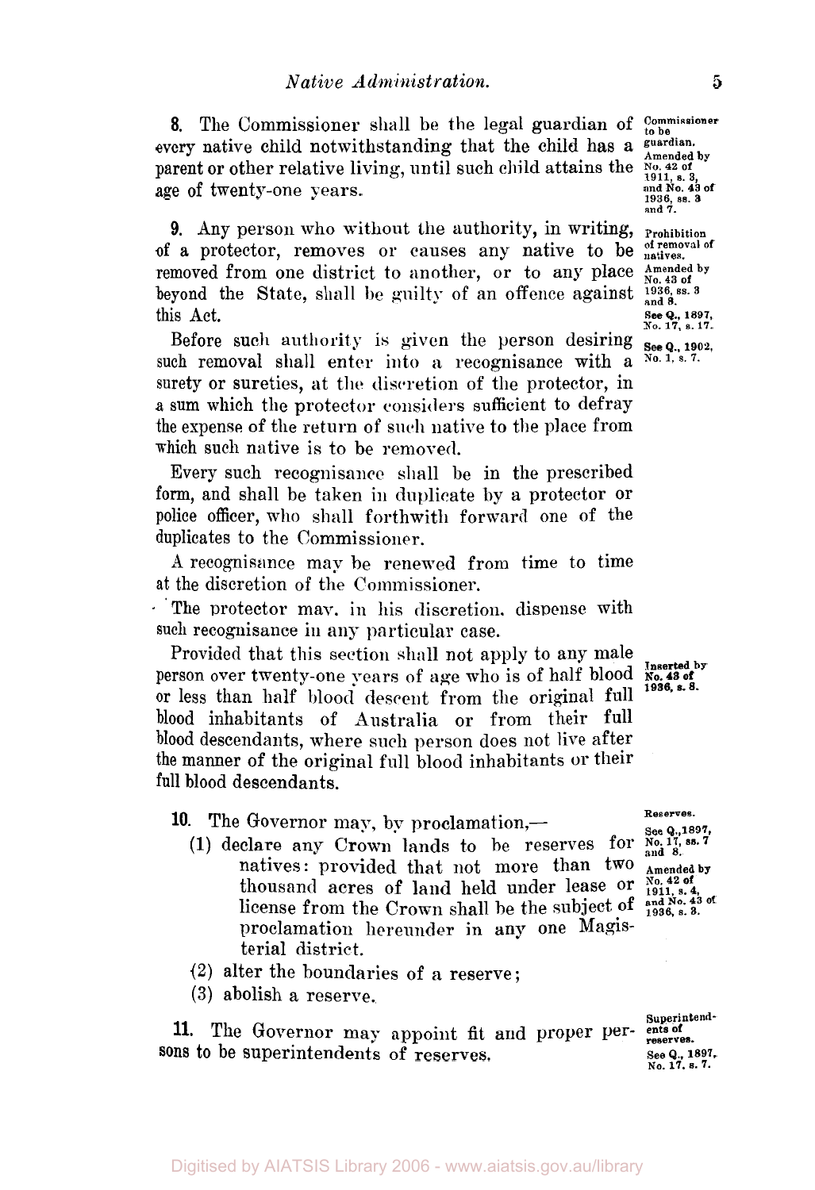**8.** The Commissioner shall be the legal guardian of every native child notwithstanding that the child has a parent or other relative living, until such child attains the age of twenty-one years.

Commissioner to be guardian. Amended by No. 42 of 1911, s. 3, and No. 43 of 1936, ss. 3 and 7.

**9.** Any person who without the authority, in writing, of a protector, removes or causes any native to be removed from one district to another, or to any place beyond the State, shall be guilty of an offence against this Act.

Prohibition of removal of natives. Amended by No. 43 of 1936, ss. 3 and 8. See Q., 1897, No. 17, s. 17.

Before such authority is given the person desiring such removal shall enter into a recognisance with a surety or sureties, at the discretion of the protector, in a sum which the protector considers sufficient to defray the expense of the return of such native to the place from which such native is to be removed.

See Q., 1902, No. 1, s. 7.

Every such recognisance shall be in the prescribed form, and shall be taken in duplicate by a protector or police officer, who shall forthwith forward one of the duplicates to the Commissioner.

A recognisance may be renewed from time to time at the discretion of the Commissioner.

The protector may, in his discretion, dispense with such recognisance in any particular case.

Provided that this section shall not apply to any male person over twenty-one years of age who is of half blood or less than half blood descent from the original full blood inhabitants of Australia or from their full blood descendants, where such person does not live after the manner of the original full blood inhabitants or their full blood descendants.

Inserted by No. 43 of 1936, s. 8.

**10.** The Governor may, by proclamation,—

Reserves. See Q., 1897, No. 17, ss. 7 and 8. Amended by No. 42 of 1911, s. 4, and No. 43 of 1936, s. 3.

(1) declare any Crown lands to be reserves for natives: provided that not more than two thousand acres of land held under lease or license from the Crown shall be the subject of proclamation hereunder in any one Magisterial district.

(2) alter the boundaries of a reserve;

(3) abolish a reserve.

**11.** The Governor may appoint fit and proper persons to be superintendents of reserves.

Superintendents of reserves. See Q., 1897, No. 17, s. 7.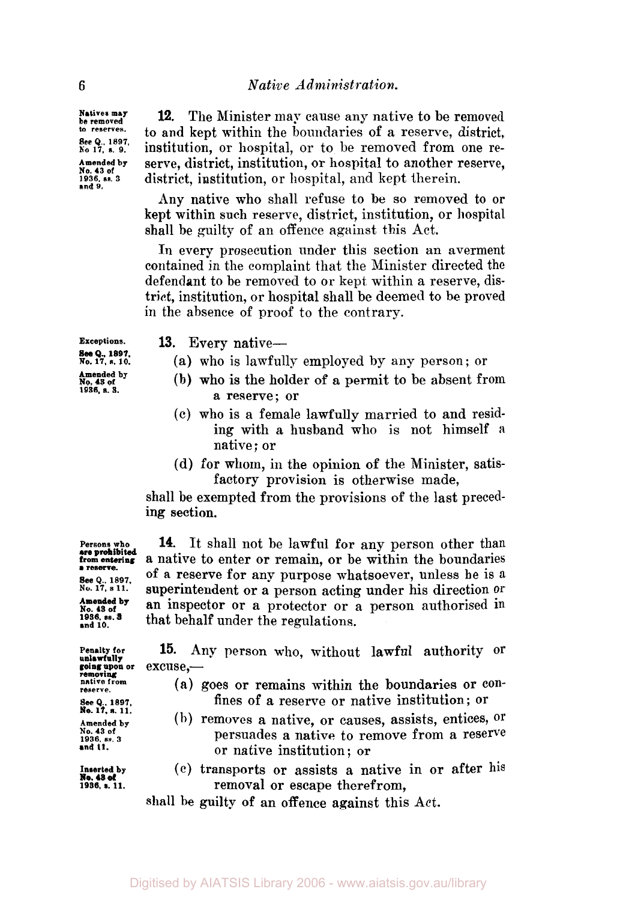**Natives may be removed to reserves.**
See Q., 1897, No 17, s. 9.
Amended by No. 43 of 1936, ss. 3 and 9.

**12.** The Minister may cause any native to be removed to and kept within the boundaries of a reserve, district, institution, or hospital, or to be removed from one reserve, district, institution, or hospital to another reserve, district, institution, or hospital, and kept therein.

Any native who shall refuse to be so removed to or kept within such reserve, district, institution, or hospital shall be guilty of an offence against this Act.

In every prosecution under this section an averment contained in the complaint that the Minister directed the defendant to be removed to or kept within a reserve, district, institution, or hospital shall be deemed to be proved in the absence of proof to the contrary.

**Exceptions.**
See Q., 1897, No. 17, s. 10.
Amended by No. 43 of 1936, s. 3.

**13.** Every native—

(a) who is lawfully employed by any person; or

(b) who is the holder of a permit to be absent from a reserve; or

(c) who is a female lawfully married to and residing with a husband who is not himself a native; or

(d) for whom, in the opinion of the Minister, satisfactory provision is otherwise made,

shall be exempted from the provisions of the last preceding section.

**Persons who are prohibited from entering a reserve.**
See Q., 1897, No. 17, s 11.
Amended by No. 43 of 1936, ss. 3 and 10.

**14.** It shall not be lawful for any person other than a native to enter or remain, or be within the boundaries of a reserve for any purpose whatsoever, unless he is a superintendent or a person acting under his direction or an inspector or a protector or a person authorised in that behalf under the regulations.

**Penalty for unlawfully going upon or removing native from reserve.**
See Q., 1897, No. 17, s. 11.
Amended by No. 43 of 1936, ss. 3 and 11.

**15.** Any person who, without lawful authority or excuse,—

(a) goes or remains within the boundaries or confines of a reserve or native institution; or

(b) removes a native, or causes, assists, entices, or persuades a native to remove from a reserve or native institution; or

(c) transports or assists a native in or after his removal or escape therefrom,

Inserted by No. 43 of 1936, s. 11.

shall be guilty of an offence against this Act.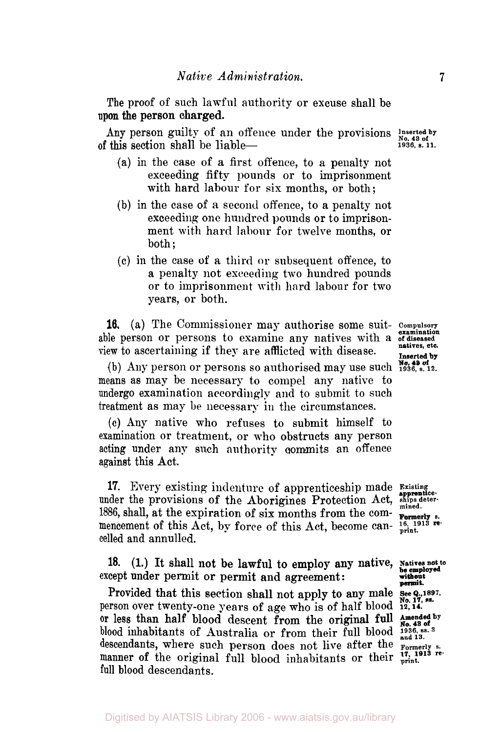The proof of such lawful authority or excuse shall be upon the person charged.

Any person guilty of an offence under the provisions of this section shall be liable—

Inserted by No. 43 of 1936, s. 11.

(a) in the case of a first offence, to a penalty not exceeding fifty pounds or to imprisonment with hard labour for six months, or both;

(b) in the case of a second offence, to a penalty not exceeding one hundred pounds or to imprisonment with hard labour for twelve months, or both;

(c) in the case of a third or subsequent offence, to a penalty not exceeding two hundred pounds or to imprisonment with hard labour for two years, or both.

**16.** (a) The Commissioner may authorise some suitable person or persons to examine any natives with a view to ascertaining if they are afflicted with disease.

Compulsory examination of diseased natives, etc.
Inserted by No. 43 of 1936, s. 12.

(b) Any person or persons so authorised may use such means as may be necessary to compel any native to undergo examination accordingly and to submit to such treatment as may be necessary in the circumstances.

(c) Any native who refuses to submit himself to examination or treatment, or who obstructs any person acting under any such authority commits an offence against this Act.

**17.** Every existing indenture of apprenticeship made under the provisions of the Aborigines Protection Act, 1886, shall, at the expiration of six months from the commencement of this Act, by force of this Act, become cancelled and annulled.

Existing apprenticeships determined.
Formerly s. 16, 1913 reprint.

**18.** (1.) It shall not be lawful to employ any native, except under permit or permit and agreement:

Natives not to be employed without permit.
See Q., 1897, No. 17, ss. 12, 14.
Amended by No. 43 of 1936, ss. 3 and 13.
Formerly s. 17, 1913 reprint.

Provided that this section shall not apply to any male person over twenty-one years of age who is of half blood or less than half blood descent from the original full blood inhabitants of Australia or from their full blood descendants, where such person does not live after the manner of the original full blood inhabitants or their full blood descendants.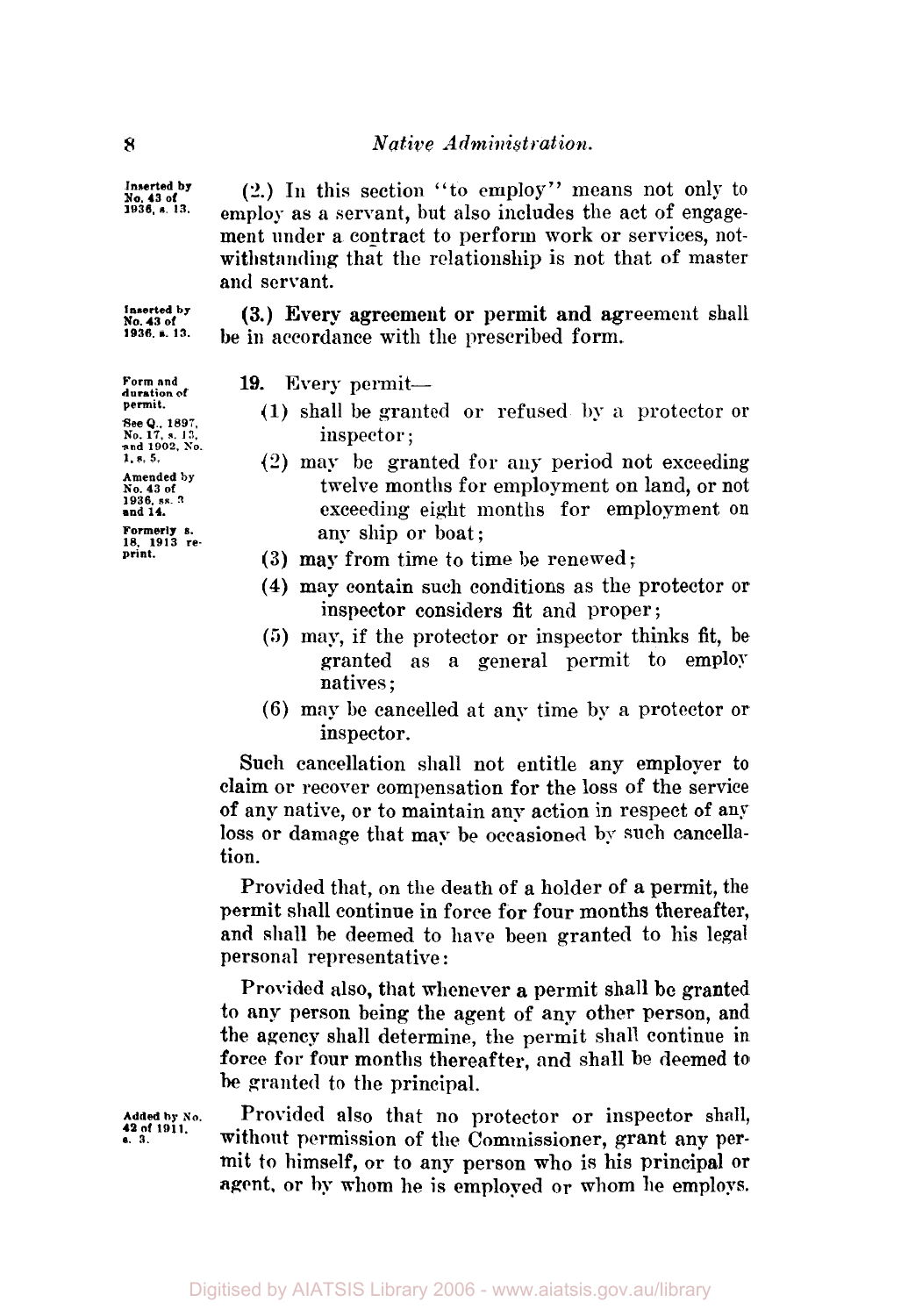Inserted by No. 43 of 1936, s. 13.

(2.) In this section "to employ" means not only to employ as a servant, but also includes the act of engagement under a contract to perform work or services, notwithstanding that the relationship is not that of master and servant.

Inserted by No. 43 of 1936, s. 13.

**(3.) Every agreement or permit and agreement shall be in accordance with the prescribed form.**

Form and duration of permit.

See Q., 1897, No. 17, s. 13, and 1902, No. 1, s. 5.

Amended by No. 43 of 1936, ss. 3 and 14.

Formerly s. 18, 1913 reprint.

**19.** Every permit—

(1) shall be granted or refused by a protector or inspector;

(2) may be granted for any period not exceeding twelve months for employment on land, or not exceeding eight months for employment on any ship or boat;

(3) may from time to time be renewed;

(4) may contain such conditions as the protector or inspector considers fit and proper;

(5) may, if the protector or inspector thinks fit, be granted as a general permit to employ natives;

(6) may be cancelled at any time by a protector or inspector.

Such cancellation shall not entitle any employer to claim or recover compensation for the loss of the service of any native, or to maintain any action in respect of any loss or damage that may be occasioned by such cancellation.

Provided that, on the death of a holder of a permit, the permit shall continue in force for four months thereafter, and shall be deemed to have been granted to his legal personal representative:

Provided also, that whenever a permit shall be granted to any person being the agent of any other person, and the agency shall determine, the permit shall continue in force for four months thereafter, and shall be deemed to be granted to the principal.

Added by No. 42 of 1911, s. 3.

Provided also that no protector or inspector shall, without permission of the Commissioner, grant any permit to himself, or to any person who is his principal or agent, or by whom he is employed or whom he employs.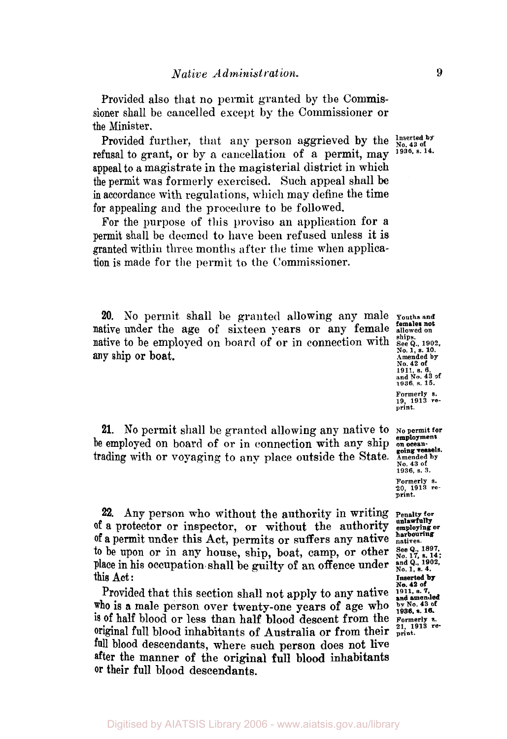Provided also that no permit granted by the Commissioner shall be cancelled except by the Commissioner or the Minister.

Provided further, that any person aggrieved by the refusal to grant, or by a cancellation of a permit, may appeal to a magistrate in the magisterial district in which the permit was formerly exercised. Such appeal shall be in accordance with regulations, which may define the time for appealing and the procedure to be followed.

*Inserted by No. 43 of 1936, s. 14.*

For the purpose of this proviso an application for a permit shall be deemed to have been refused unless it is granted within three months after the time when application is made for the permit to the Commissioner.

**20.** No permit shall be granted allowing any male native under the age of sixteen years or any female native to be employed on board of or in connection with any ship or boat.

*Youths and females not allowed on ships. See Q., 1902, No. 1, s. 10. Amended by No. 42 of 1911, s. 6, and No. 43 of 1936, s. 15. Formerly s. 19, 1913 reprint.*

**21.** No permit shall be granted allowing any native to be employed on board of or in connection with any ship trading with or voyaging to any place outside the State.

*No permit for employment on ocean-going vessels. Amended by No. 43 of 1936, s. 3. Formerly s. 20, 1913 reprint.*

**22.** Any person who without the authority in writing of a protector or inspector, or without the authority of a permit under this Act, permits or suffers any native to be upon or in any house, ship, boat, camp, or other place in his occupation shall be guilty of an offence under this Act:

Provided that this section shall not apply to any native who is a male person over twenty-one years of age who is of half blood or less than half blood descent from the original full blood inhabitants of Australia or from their full blood descendants, where such person does not live after the manner of the original full blood inhabitants or their full blood descendants.

*Penalty for unlawfully employing or harbouring natives. See Q., 1897, No. 17, s. 14; and Q., 1902, No. 1, s. 4. Inserted by No. 42 of 1911, s. 7, and amended by No. 43 of 1936, s. 16. Formerly s. 21, 1913 reprint.*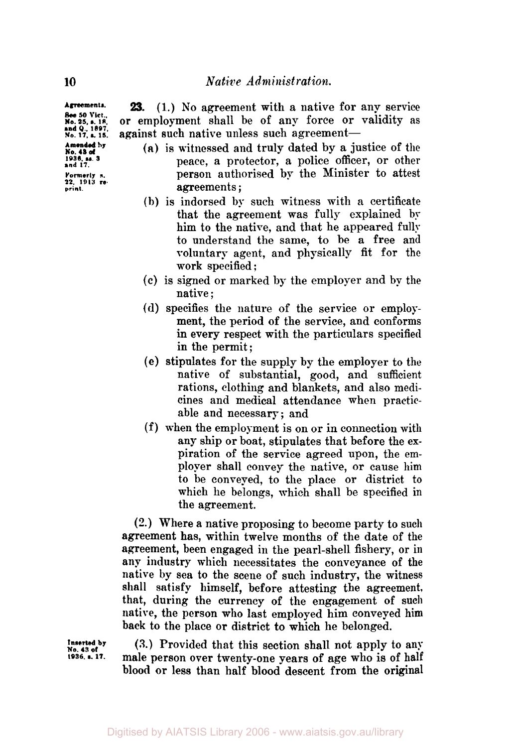Agreements.
See 50 Vict., No. 25, s. 18, and Q., 1897, No. 17, s. 15.
Amended by No. 43 of 1936, ss. 3 and 17.
Formerly s. 22, 1913 reprint.

**23.** (1.) No agreement with a native for any service or employment shall be of any force or validity as against such native unless such agreement—

(a) is witnessed and truly dated by a justice of the peace, a protector, a police officer, or other person authorised by the Minister to attest agreements;

(b) is indorsed by such witness with a certificate that the agreement was fully explained by him to the native, and that he appeared fully to understand the same, to be a free and voluntary agent, and physically fit for the work specified;

(c) is signed or marked by the employer and by the native;

(d) specifies the nature of the service or employment, the period of the service, and conforms in every respect with the particulars specified in the permit;

(e) stipulates for the supply by the employer to the native of substantial, good, and sufficient rations, clothing and blankets, and also medicines and medical attendance when practicable and necessary; and

(f) when the employment is on or in connection with any ship or boat, stipulates that before the expiration of the service agreed upon, the employer shall convey the native, or cause him to be conveyed, to the place or district to which he belongs, which shall be specified in the agreement.

(2.) Where a native proposing to become party to such agreement has, within twelve months of the date of the agreement, been engaged in the pearl-shell fishery, or in any industry which necessitates the conveyance of the native by sea to the scene of such industry, the witness shall satisfy himself, before attesting the agreement, that, during the currency of the engagement of such native, the person who last employed him conveyed him back to the place or district to which he belonged.

Inserted by No. 43 of 1936, s. 17.

(3.) Provided that this section shall not apply to any male person over twenty-one years of age who is of half blood or less than half blood descent from the original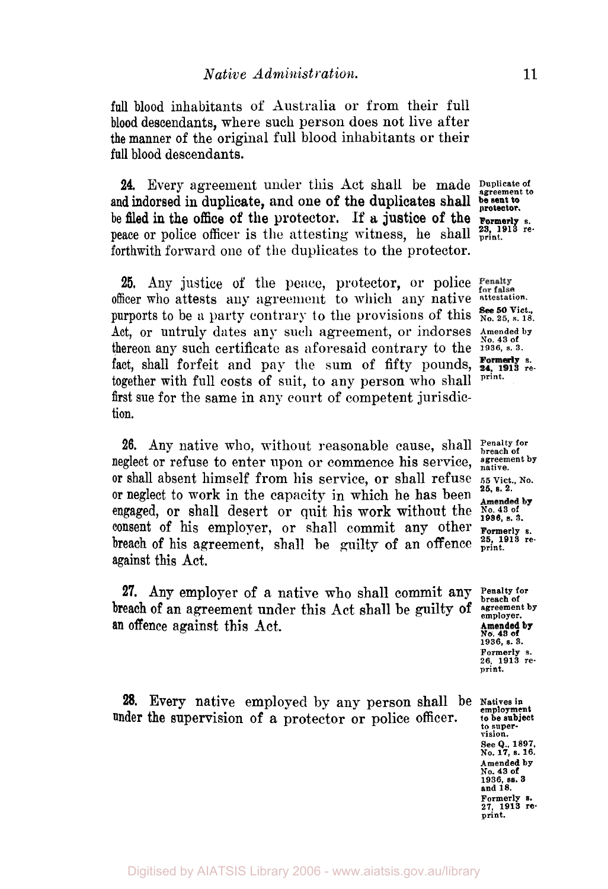full blood inhabitants of Australia or from their full blood descendants, where such person does not live after the manner of the original full blood inhabitants or their full blood descendants.

**24.** Every agreement under this Act shall be made and indorsed in duplicate, and one of the duplicates shall be filed in the office of the protector. If a justice of the peace or police officer is the attesting witness, he shall forthwith forward one of the duplicates to the protector.

Duplicate of agreement to be sent to protector. Formerly s. 23, 1913 reprint.

**25.** Any justice of the peace, protector, or police officer who attests any agreement to which any native purports to be a party contrary to the provisions of this Act, or untruly dates any such agreement, or indorses thereon any such certificate as aforesaid contrary to the fact, shall forfeit and pay the sum of fifty pounds, together with full costs of suit, to any person who shall first sue for the same in any court of competent jurisdiction.

Penalty for false attestation. See 50 Vict., No. 25, s. 18. Amended by No. 43 of 1936, s. 3. Formerly s. 24, 1913 reprint.

**26.** Any native who, without reasonable cause, shall neglect or refuse to enter upon or commence his service, or shall absent himself from his service, or shall refuse or neglect to work in the capacity in which he has been engaged, or shall desert or quit his work without the consent of his employer, or shall commit any other breach of his agreement, shall be guilty of an offence against this Act.

Penalty for breach of agreement by native. 55 Vict., No. 25, s. 2. Amended by No. 43 of 1936, s. 3. Formerly s. 25, 1913 reprint.

**27.** Any employer of a native who shall commit any breach of an agreement under this Act shall be guilty of an offence against this Act.

Penalty for breach of agreement by employer. Amended by No. 43 of 1936, s. 3. Formerly s. 26, 1913 reprint.

**28.** Every native employed by any person shall be under the supervision of a protector or police officer.

Natives in employment to be subject to supervision. See Q., 1897, No. 17, s. 16. Amended by No. 43 of 1936, ss. 3 and 18. Formerly s. 27, 1913 reprint.

Digitised by AIATSIS Library 2006 - www.aiatsis.gov.au/library